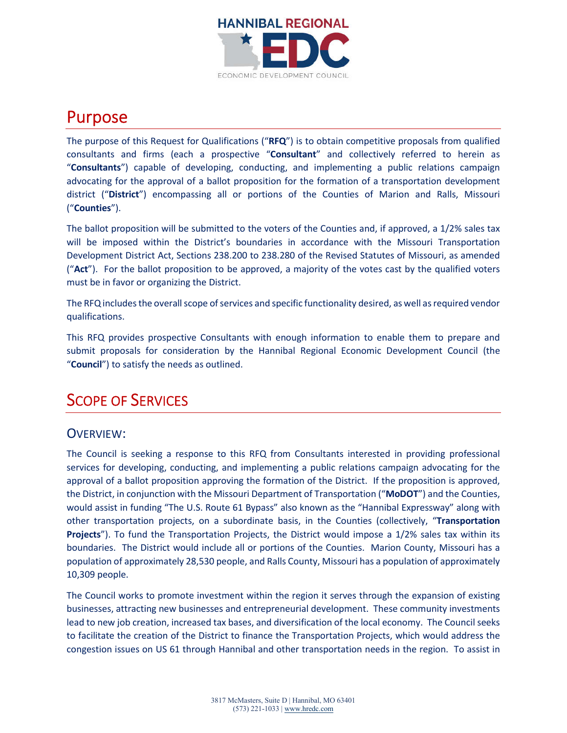# Purpose

The purpose of this Request for Qualifications ("**RFQ**") is to obtain competitive proposals from qualified consultants and firms (each a prospective "**Consultant**" and collectively referred to herein as "**Consultants**") capable of developing, conducting, and implementing a public relations campaign advocating for the approval of a ballot proposition for the formation of a transportation development district ("**District**") encompassing all or portions of the Counties of Marion and Ralls, Missouri ("**Counties**").

The ballot proposition will be submitted to the voters of the Counties and, if approved, a 1/2% sales tax will be imposed within the District's boundaries in accordance with the Missouri Transportation Development District Act, Sections 238.200 to 238.280 of the Revised Statutes of Missouri, as amended ("**Act**"). For the ballot proposition to be approved, a majority of the votes cast by the qualified voters must be in favor or organizing the District.

The RFQ includes the overall scope of services and specific functionality desired, as well as required vendor qualifications.

This RFQ provides prospective Consultants with enough information to enable them to prepare and submit proposals for consideration by the Hannibal Regional Economic Development Council (the "**Council**") to satisfy the needs as outlined.

# Scope of Services

## Overview:

The Council is seeking a response to this RFQ from Consultants interested in providing professional services for developing, conducting, and implementing a public relations campaign advocating for the approval of a ballot proposition approving the formation of the District. If the proposition is approved, the District, in conjunction with the Missouri Department of Transportation ("**MoDOT**") and the Counties, would assist in funding "The U.S. Route 61 Bypass" also known as the "Hannibal Expressway" along with other transportation projects, on a subordinate basis, in the Counties (collectively, "**Transportation Projects**"). To fund the Transportation Projects, the District would impose a 1/2% sales tax within its boundaries. The District would include all or portions of the Counties. Marion County, Missouri has a population of approximately 28,530 people, and Ralls County, Missouri has a population of approximately 10,309 people.

The Council works to promote investment within the region it serves through the expansion of existing businesses, attracting new businesses and entrepreneurial development. These community investments lead to new job creation, increased tax bases, and diversification of the local economy. The Council seeks to facilitate the creation of the District to finance the Transportation Projects, which would address the congestion issues on US 61 through Hannibal and other transportation needs in the region. To assist in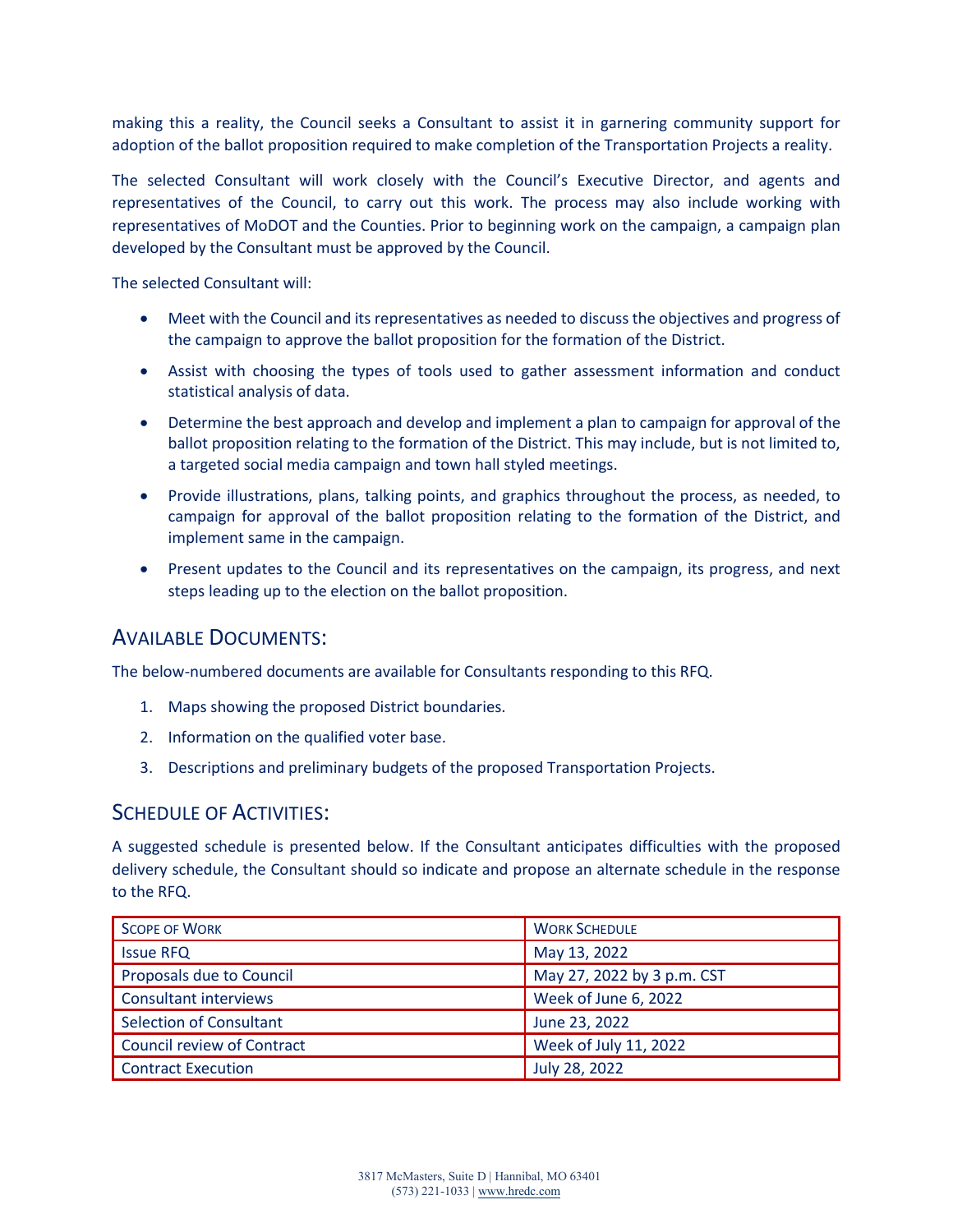making this a reality, the Council seeks a Consultant to assist it in garnering community support for adoption of the ballot proposition required to make completion of the Transportation Projects a reality.

The selected Consultant will work closely with the Council's Executive Director, and agents and representatives of the Council, to carry out this work. The process may also include working with representatives of MoDOT and the Counties. Prior to beginning work on the campaign, a campaign plan developed by the Consultant must be approved by the Council.

The selected Consultant will:

- Meet with the Council and its representatives as needed to discuss the objectives and progress of the campaign to approve the ballot proposition for the formation of the District.
- Assist with choosing the types of tools used to gather assessment information and conduct statistical analysis of data.
- Determine the best approach and develop and implement a plan to campaign for approval of the ballot proposition relating to the formation of the District. This may include, but is not limited to, a targeted social media campaign and town hall styled meetings.
- Provide illustrations, plans, talking points, and graphics throughout the process, as needed, to campaign for approval of the ballot proposition relating to the formation of the District, and implement same in the campaign.
- Present updates to the Council and its representatives on the campaign, its progress, and next steps leading up to the election on the ballot proposition.

## Available Documents:

The below-numbered documents are available for Consultants responding to this RFQ.

1. Maps showing the proposed District boundaries.
2. Information on the qualified voter base.
3. Descriptions and preliminary budgets of the proposed Transportation Projects.

## Schedule of Activities:

A suggested schedule is presented below. If the Consultant anticipates difficulties with the proposed delivery schedule, the Consultant should so indicate and propose an alternate schedule in the response to the RFQ.

| Scope of Work | Work Schedule |
|---|---|
| Issue RFQ | May 13, 2022 |
| Proposals due to Council | May 27, 2022 by 3 p.m. CST |
| Consultant interviews | Week of June 6, 2022 |
| Selection of Consultant | June 23, 2022 |
| Council review of Contract | Week of July 11, 2022 |
| Contract Execution | July 28, 2022 |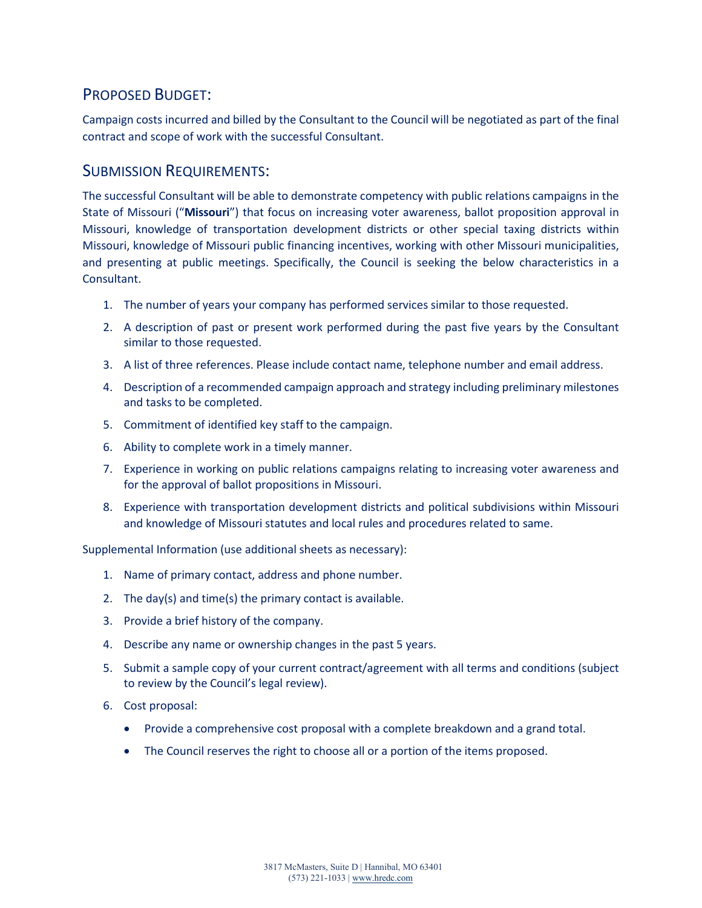## Proposed Budget:

Campaign costs incurred and billed by the Consultant to the Council will be negotiated as part of the final contract and scope of work with the successful Consultant.

## Submission Requirements:

The successful Consultant will be able to demonstrate competency with public relations campaigns in the State of Missouri ("**Missouri**") that focus on increasing voter awareness, ballot proposition approval in Missouri, knowledge of transportation development districts or other special taxing districts within Missouri, knowledge of Missouri public financing incentives, working with other Missouri municipalities, and presenting at public meetings. Specifically, the Council is seeking the below characteristics in a Consultant.

1. The number of years your company has performed services similar to those requested.
2. A description of past or present work performed during the past five years by the Consultant similar to those requested.
3. A list of three references. Please include contact name, telephone number and email address.
4. Description of a recommended campaign approach and strategy including preliminary milestones and tasks to be completed.
5. Commitment of identified key staff to the campaign.
6. Ability to complete work in a timely manner.
7. Experience in working on public relations campaigns relating to increasing voter awareness and for the approval of ballot propositions in Missouri.
8. Experience with transportation development districts and political subdivisions within Missouri and knowledge of Missouri statutes and local rules and procedures related to same.

Supplemental Information (use additional sheets as necessary):

1. Name of primary contact, address and phone number.
2. The day(s) and time(s) the primary contact is available.
3. Provide a brief history of the company.
4. Describe any name or ownership changes in the past 5 years.
5. Submit a sample copy of your current contract/agreement with all terms and conditions (subject to review by the Council's legal review).
6. Cost proposal:
   - Provide a comprehensive cost proposal with a complete breakdown and a grand total.
   - The Council reserves the right to choose all or a portion of the items proposed.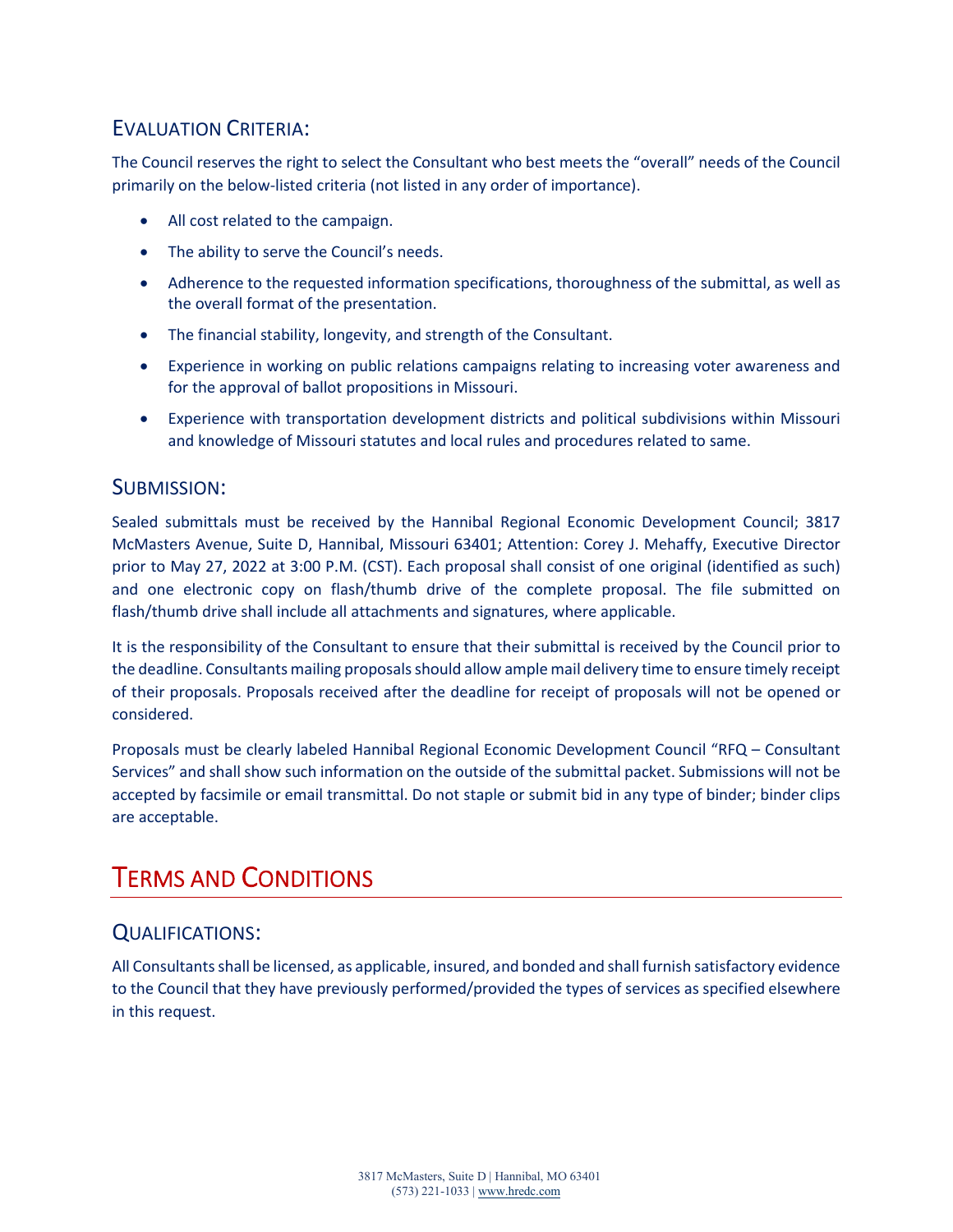### Evaluation Criteria:

The Council reserves the right to select the Consultant who best meets the "overall" needs of the Council primarily on the below-listed criteria (not listed in any order of importance).

- All cost related to the campaign.
- The ability to serve the Council's needs.
- Adherence to the requested information specifications, thoroughness of the submittal, as well as the overall format of the presentation.
- The financial stability, longevity, and strength of the Consultant.
- Experience in working on public relations campaigns relating to increasing voter awareness and for the approval of ballot propositions in Missouri.
- Experience with transportation development districts and political subdivisions within Missouri and knowledge of Missouri statutes and local rules and procedures related to same.

### Submission:

Sealed submittals must be received by the Hannibal Regional Economic Development Council; 3817 McMasters Avenue, Suite D, Hannibal, Missouri 63401; Attention: Corey J. Mehaffy, Executive Director prior to May 27, 2022 at 3:00 P.M. (CST). Each proposal shall consist of one original (identified as such) and one electronic copy on flash/thumb drive of the complete proposal. The file submitted on flash/thumb drive shall include all attachments and signatures, where applicable.

It is the responsibility of the Consultant to ensure that their submittal is received by the Council prior to the deadline. Consultants mailing proposals should allow ample mail delivery time to ensure timely receipt of their proposals. Proposals received after the deadline for receipt of proposals will not be opened or considered.

Proposals must be clearly labeled Hannibal Regional Economic Development Council "RFQ – Consultant Services" and shall show such information on the outside of the submittal packet. Submissions will not be accepted by facsimile or email transmittal. Do not staple or submit bid in any type of binder; binder clips are acceptable.

## Terms and Conditions

### Qualifications:

All Consultants shall be licensed, as applicable, insured, and bonded and shall furnish satisfactory evidence to the Council that they have previously performed/provided the types of services as specified elsewhere in this request.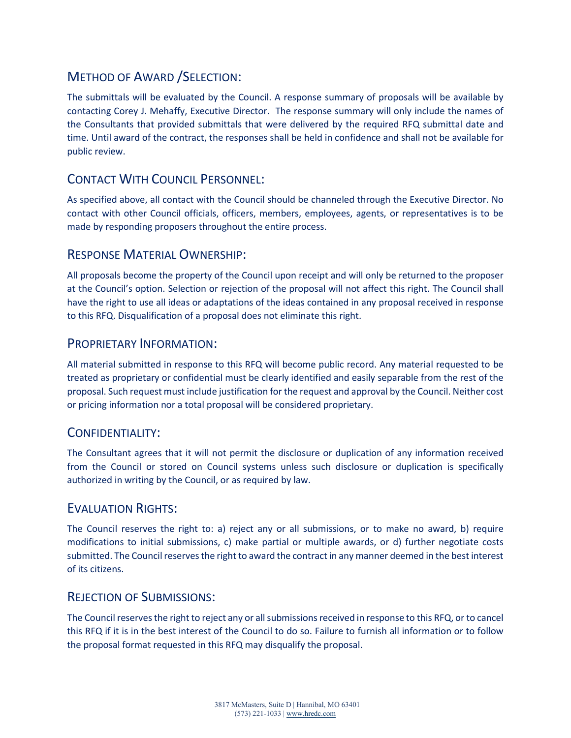## METHOD OF AWARD /SELECTION:

The submittals will be evaluated by the Council. A response summary of proposals will be available by contacting Corey J. Mehaffy, Executive Director. The response summary will only include the names of the Consultants that provided submittals that were delivered by the required RFQ submittal date and time. Until award of the contract, the responses shall be held in confidence and shall not be available for public review.

## CONTACT WITH COUNCIL PERSONNEL:

As specified above, all contact with the Council should be channeled through the Executive Director. No contact with other Council officials, officers, members, employees, agents, or representatives is to be made by responding proposers throughout the entire process.

## RESPONSE MATERIAL OWNERSHIP:

All proposals become the property of the Council upon receipt and will only be returned to the proposer at the Council's option. Selection or rejection of the proposal will not affect this right. The Council shall have the right to use all ideas or adaptations of the ideas contained in any proposal received in response to this RFQ. Disqualification of a proposal does not eliminate this right.

## PROPRIETARY INFORMATION:

All material submitted in response to this RFQ will become public record. Any material requested to be treated as proprietary or confidential must be clearly identified and easily separable from the rest of the proposal. Such request must include justification for the request and approval by the Council. Neither cost or pricing information nor a total proposal will be considered proprietary.

## CONFIDENTIALITY:

The Consultant agrees that it will not permit the disclosure or duplication of any information received from the Council or stored on Council systems unless such disclosure or duplication is specifically authorized in writing by the Council, or as required by law.

## EVALUATION RIGHTS:

The Council reserves the right to: a) reject any or all submissions, or to make no award, b) require modifications to initial submissions, c) make partial or multiple awards, or d) further negotiate costs submitted. The Council reserves the right to award the contract in any manner deemed in the best interest of its citizens.

## REJECTION OF SUBMISSIONS:

The Council reserves the right to reject any or all submissions received in response to this RFQ, or to cancel this RFQ if it is in the best interest of the Council to do so. Failure to furnish all information or to follow the proposal format requested in this RFQ may disqualify the proposal.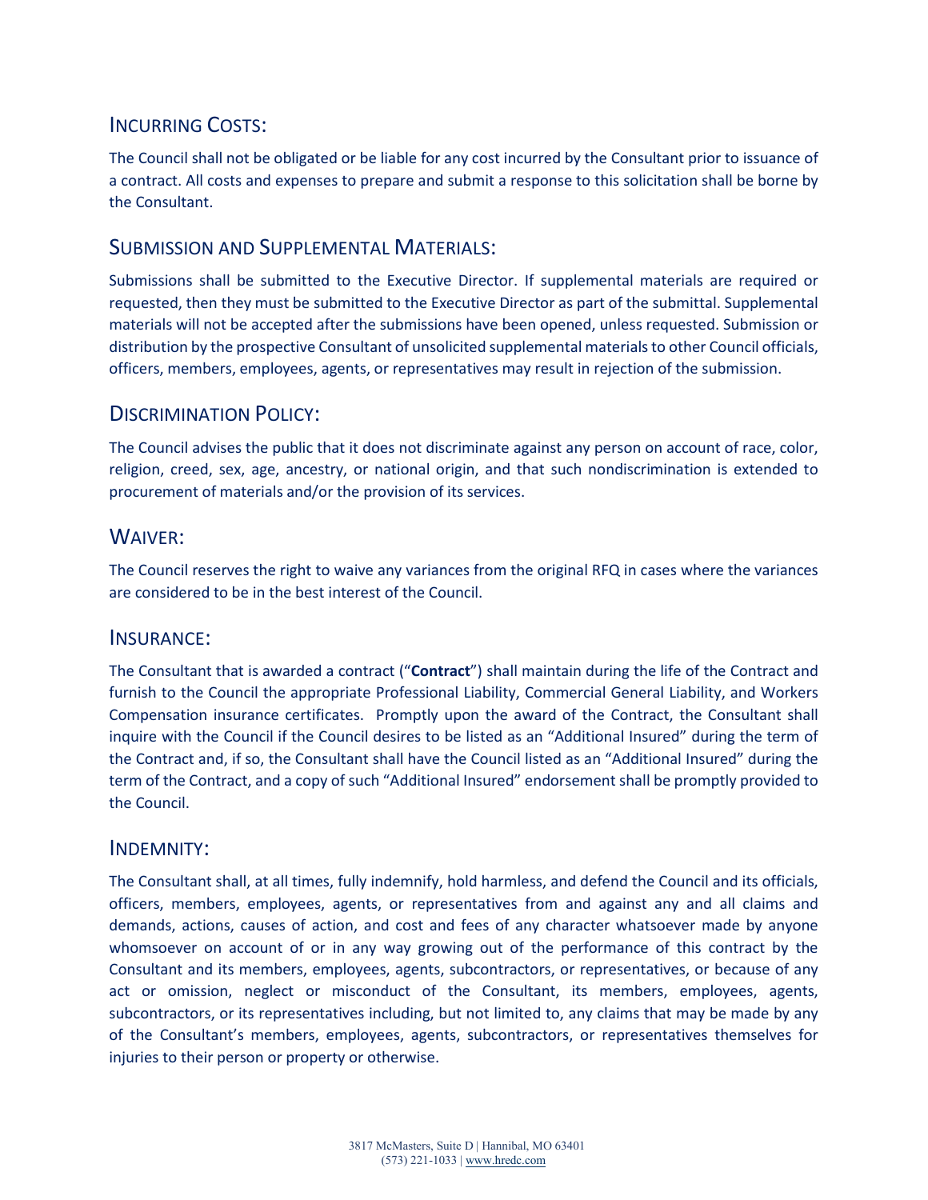## Incurring Costs:

The Council shall not be obligated or be liable for any cost incurred by the Consultant prior to issuance of a contract. All costs and expenses to prepare and submit a response to this solicitation shall be borne by the Consultant.

## Submission and Supplemental Materials:

Submissions shall be submitted to the Executive Director. If supplemental materials are required or requested, then they must be submitted to the Executive Director as part of the submittal. Supplemental materials will not be accepted after the submissions have been opened, unless requested. Submission or distribution by the prospective Consultant of unsolicited supplemental materials to other Council officials, officers, members, employees, agents, or representatives may result in rejection of the submission.

## Discrimination Policy:

The Council advises the public that it does not discriminate against any person on account of race, color, religion, creed, sex, age, ancestry, or national origin, and that such nondiscrimination is extended to procurement of materials and/or the provision of its services.

## Waiver:

The Council reserves the right to waive any variances from the original RFQ in cases where the variances are considered to be in the best interest of the Council.

## Insurance:

The Consultant that is awarded a contract ("**Contract**") shall maintain during the life of the Contract and furnish to the Council the appropriate Professional Liability, Commercial General Liability, and Workers Compensation insurance certificates. Promptly upon the award of the Contract, the Consultant shall inquire with the Council if the Council desires to be listed as an "Additional Insured" during the term of the Contract and, if so, the Consultant shall have the Council listed as an "Additional Insured" during the term of the Contract, and a copy of such "Additional Insured" endorsement shall be promptly provided to the Council.

## Indemnity:

The Consultant shall, at all times, fully indemnify, hold harmless, and defend the Council and its officials, officers, members, employees, agents, or representatives from and against any and all claims and demands, actions, causes of action, and cost and fees of any character whatsoever made by anyone whomsoever on account of or in any way growing out of the performance of this contract by the Consultant and its members, employees, agents, subcontractors, or representatives, or because of any act or omission, neglect or misconduct of the Consultant, its members, employees, agents, subcontractors, or its representatives including, but not limited to, any claims that may be made by any of the Consultant's members, employees, agents, subcontractors, or representatives themselves for injuries to their person or property or otherwise.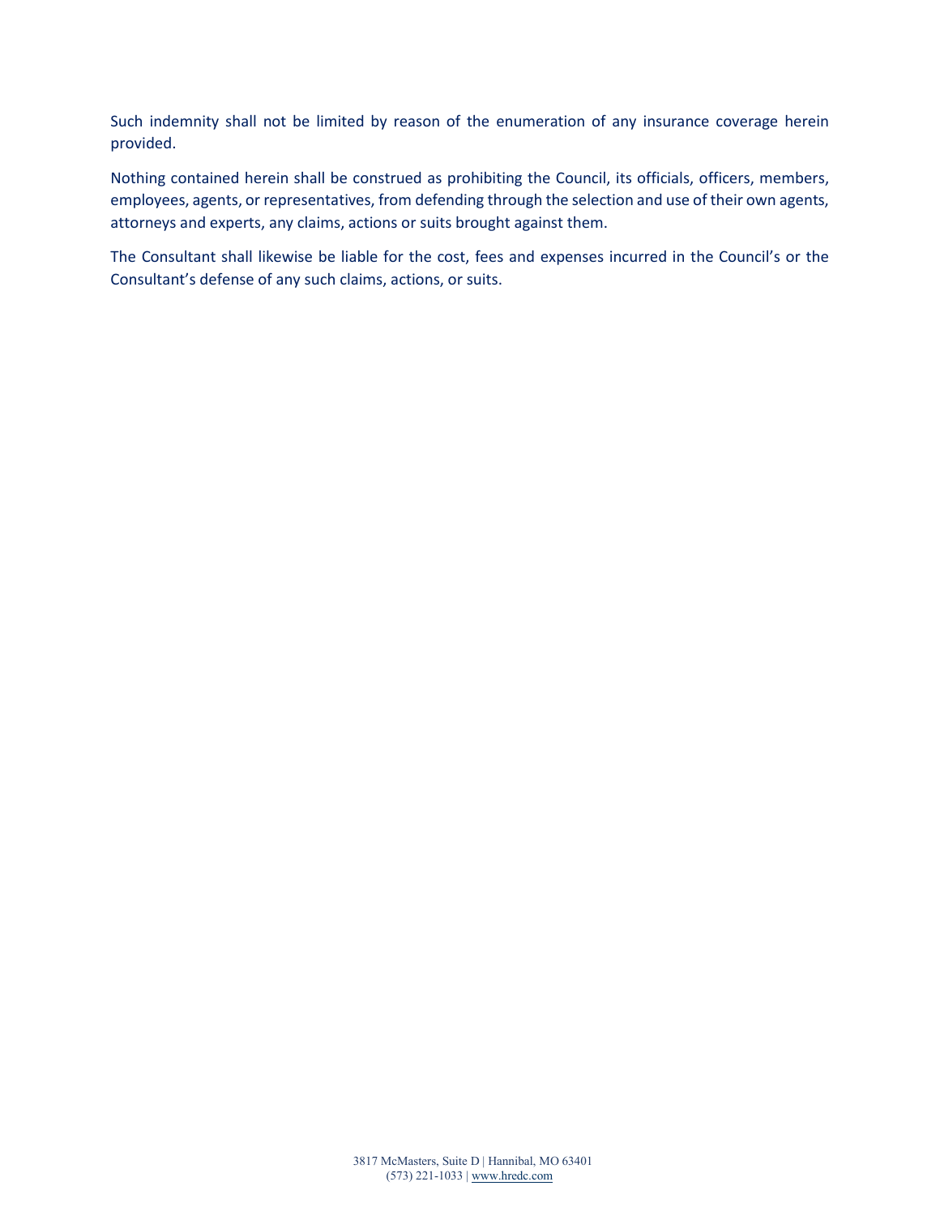Such indemnity shall not be limited by reason of the enumeration of any insurance coverage herein provided.

Nothing contained herein shall be construed as prohibiting the Council, its officials, officers, members, employees, agents, or representatives, from defending through the selection and use of their own agents, attorneys and experts, any claims, actions or suits brought against them.

The Consultant shall likewise be liable for the cost, fees and expenses incurred in the Council's or the Consultant's defense of any such claims, actions, or suits.